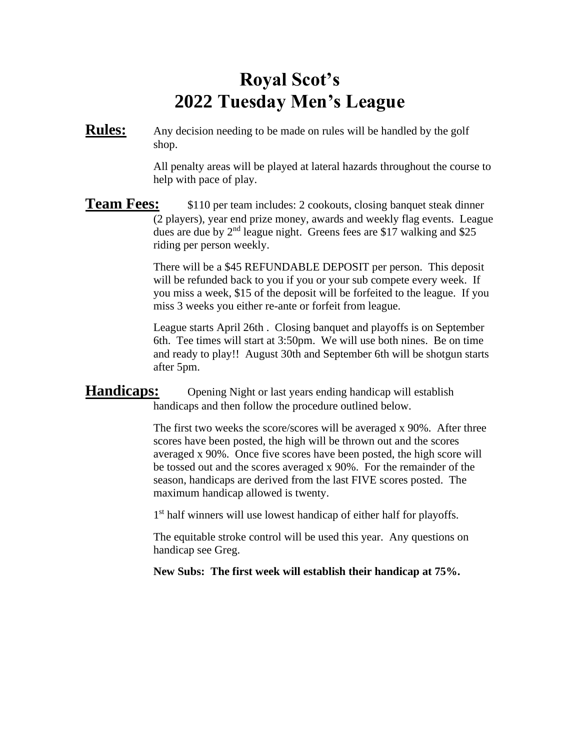# Royal Scot's
# 2022 Tuesday Men's League

**Rules:** Any decision needing to be made on rules will be handled by the golf shop.

All penalty areas will be played at lateral hazards throughout the course to help with pace of play.

**Team Fees:** \$110 per team includes: 2 cookouts, closing banquet steak dinner (2 players), year end prize money, awards and weekly flag events. League dues are due by 2nd league night. Greens fees are \$17 walking and \$25 riding per person weekly.

There will be a \$45 REFUNDABLE DEPOSIT per person. This deposit will be refunded back to you if you or your sub compete every week. If you miss a week, \$15 of the deposit will be forfeited to the league. If you miss 3 weeks you either re-ante or forfeit from league.

League starts April 26th . Closing banquet and playoffs is on September 6th. Tee times will start at 3:50pm. We will use both nines. Be on time and ready to play!! August 30th and September 6th will be shotgun starts after 5pm.

**Handicaps:** Opening Night or last years ending handicap will establish handicaps and then follow the procedure outlined below.

The first two weeks the score/scores will be averaged x 90%. After three scores have been posted, the high will be thrown out and the scores averaged x 90%. Once five scores have been posted, the high score will be tossed out and the scores averaged x 90%. For the remainder of the season, handicaps are derived from the last FIVE scores posted. The maximum handicap allowed is twenty.

1st half winners will use lowest handicap of either half for playoffs.

The equitable stroke control will be used this year. Any questions on handicap see Greg.

**New Subs: The first week will establish their handicap at 75%.**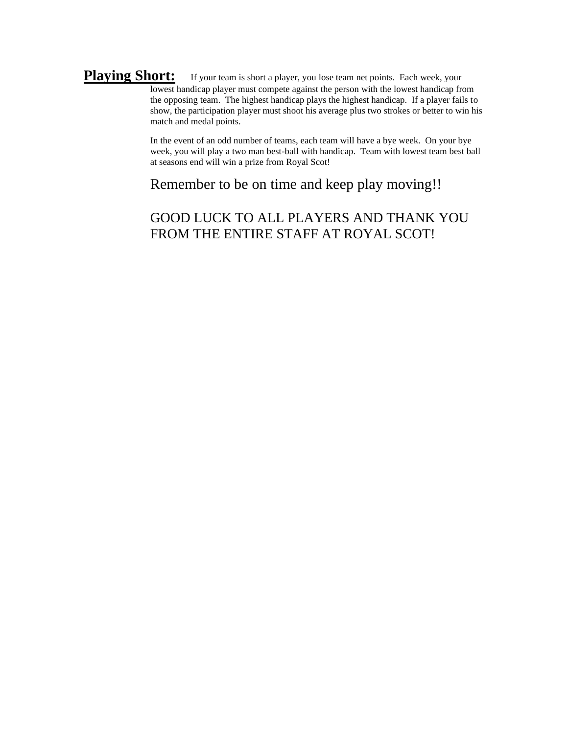**Playing Short:** If your team is short a player, you lose team net points. Each week, your lowest handicap player must compete against the person with the lowest handicap from the opposing team. The highest handicap plays the highest handicap. If a player fails to show, the participation player must shoot his average plus two strokes or better to win his match and medal points.

In the event of an odd number of teams, each team will have a bye week. On your bye week, you will play a two man best-ball with handicap. Team with lowest team best ball at seasons end will win a prize from Royal Scot!

Remember to be on time and keep play moving!!

GOOD LUCK TO ALL PLAYERS AND THANK YOU FROM THE ENTIRE STAFF AT ROYAL SCOT!